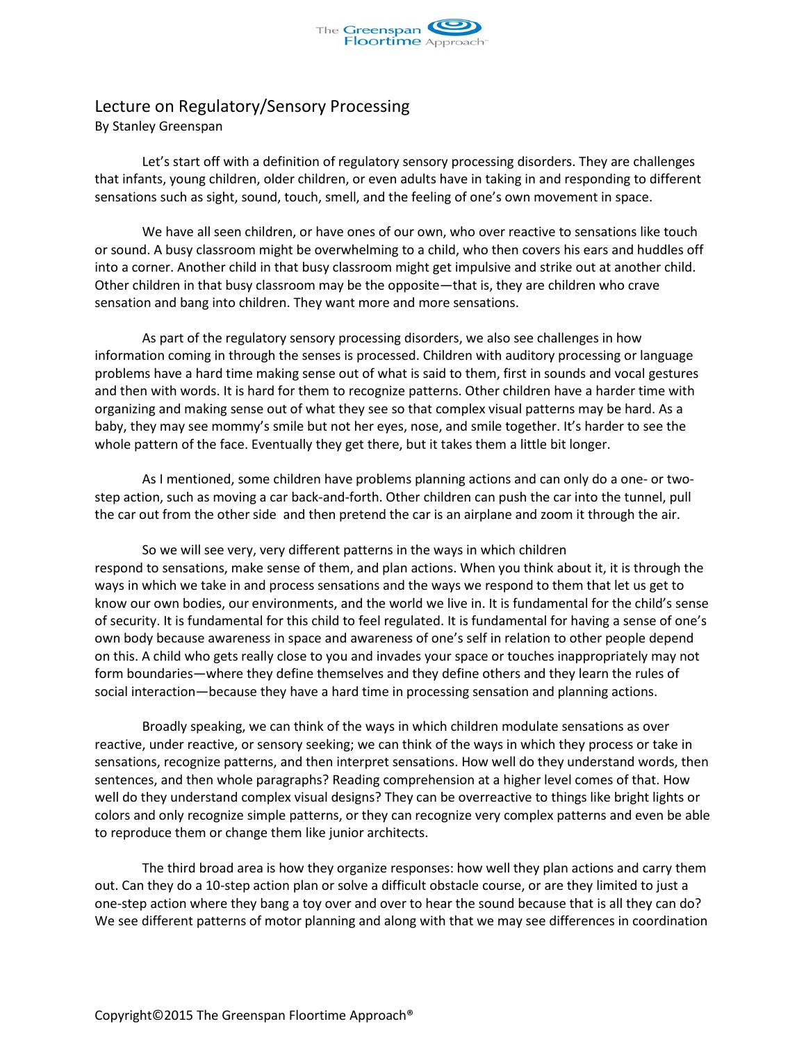# Lecture on Regulatory/Sensory Processing

By Stanley Greenspan

Let's start off with a definition of regulatory sensory processing disorders. They are challenges that infants, young children, older children, or even adults have in taking in and responding to different sensations such as sight, sound, touch, smell, and the feeling of one's own movement in space.

We have all seen children, or have ones of our own, who over reactive to sensations like touch or sound. A busy classroom might be overwhelming to a child, who then covers his ears and huddles off into a corner. Another child in that busy classroom might get impulsive and strike out at another child. Other children in that busy classroom may be the opposite—that is, they are children who crave sensation and bang into children. They want more and more sensations.

As part of the regulatory sensory processing disorders, we also see challenges in how information coming in through the senses is processed. Children with auditory processing or language problems have a hard time making sense out of what is said to them, first in sounds and vocal gestures and then with words. It is hard for them to recognize patterns. Other children have a harder time with organizing and making sense out of what they see so that complex visual patterns may be hard. As a baby, they may see mommy's smile but not her eyes, nose, and smile together. It's harder to see the whole pattern of the face. Eventually they get there, but it takes them a little bit longer.

As I mentioned, some children have problems planning actions and can only do a one- or two-step action, such as moving a car back-and-forth. Other children can push the car into the tunnel, pull the car out from the other side and then pretend the car is an airplane and zoom it through the air.

So we will see very, very different patterns in the ways in which children respond to sensations, make sense of them, and plan actions. When you think about it, it is through the ways in which we take in and process sensations and the ways we respond to them that let us get to know our own bodies, our environments, and the world we live in. It is fundamental for the child's sense of security. It is fundamental for this child to feel regulated. It is fundamental for having a sense of one's own body because awareness in space and awareness of one's self in relation to other people depend on this. A child who gets really close to you and invades your space or touches inappropriately may not form boundaries—where they define themselves and they define others and they learn the rules of social interaction—because they have a hard time in processing sensation and planning actions.

Broadly speaking, we can think of the ways in which children modulate sensations as over reactive, under reactive, or sensory seeking; we can think of the ways in which they process or take in sensations, recognize patterns, and then interpret sensations. How well do they understand words, then sentences, and then whole paragraphs? Reading comprehension at a higher level comes of that. How well do they understand complex visual designs? They can be overreactive to things like bright lights or colors and only recognize simple patterns, or they can recognize very complex patterns and even be able to reproduce them or change them like junior architects.

The third broad area is how they organize responses: how well they plan actions and carry them out. Can they do a 10-step action plan or solve a difficult obstacle course, or are they limited to just a one-step action where they bang a toy over and over to hear the sound because that is all they can do? We see different patterns of motor planning and along with that we may see differences in coordination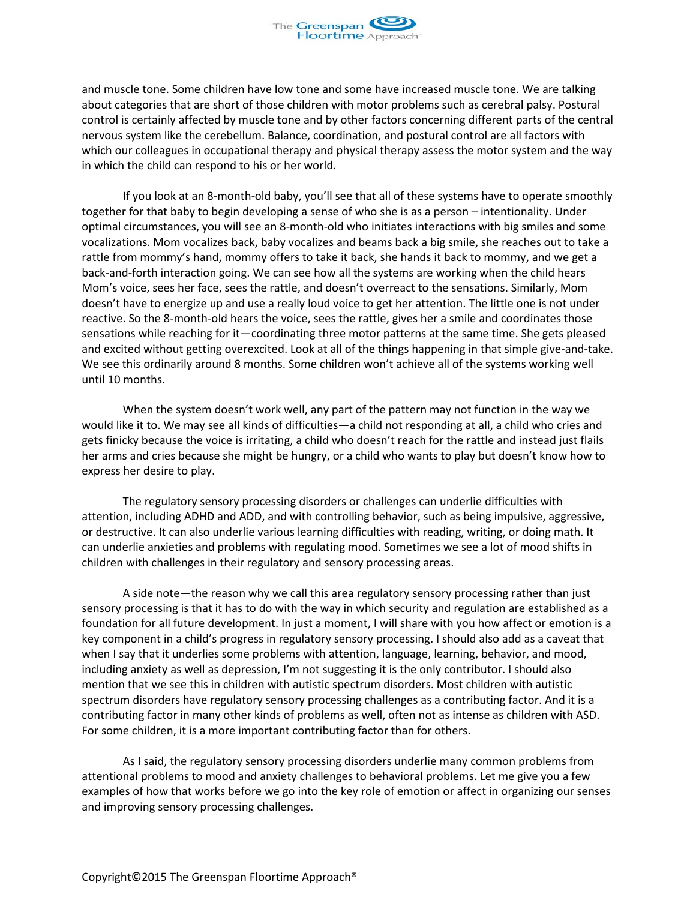and muscle tone. Some children have low tone and some have increased muscle tone. We are talking about categories that are short of those children with motor problems such as cerebral palsy. Postural control is certainly affected by muscle tone and by other factors concerning different parts of the central nervous system like the cerebellum. Balance, coordination, and postural control are all factors with which our colleagues in occupational therapy and physical therapy assess the motor system and the way in which the child can respond to his or her world.

If you look at an 8-month-old baby, you'll see that all of these systems have to operate smoothly together for that baby to begin developing a sense of who she is as a person – intentionality. Under optimal circumstances, you will see an 8-month-old who initiates interactions with big smiles and some vocalizations. Mom vocalizes back, baby vocalizes and beams back a big smile, she reaches out to take a rattle from mommy's hand, mommy offers to take it back, she hands it back to mommy, and we get a back-and-forth interaction going. We can see how all the systems are working when the child hears Mom's voice, sees her face, sees the rattle, and doesn't overreact to the sensations. Similarly, Mom doesn't have to energize up and use a really loud voice to get her attention. The little one is not under reactive. So the 8-month-old hears the voice, sees the rattle, gives her a smile and coordinates those sensations while reaching for it—coordinating three motor patterns at the same time. She gets pleased and excited without getting overexcited. Look at all of the things happening in that simple give-and-take. We see this ordinarily around 8 months. Some children won't achieve all of the systems working well until 10 months.

When the system doesn't work well, any part of the pattern may not function in the way we would like it to. We may see all kinds of difficulties—a child not responding at all, a child who cries and gets finicky because the voice is irritating, a child who doesn't reach for the rattle and instead just flails her arms and cries because she might be hungry, or a child who wants to play but doesn't know how to express her desire to play.

The regulatory sensory processing disorders or challenges can underlie difficulties with attention, including ADHD and ADD, and with controlling behavior, such as being impulsive, aggressive, or destructive. It can also underlie various learning difficulties with reading, writing, or doing math. It can underlie anxieties and problems with regulating mood. Sometimes we see a lot of mood shifts in children with challenges in their regulatory and sensory processing areas.

A side note—the reason why we call this area regulatory sensory processing rather than just sensory processing is that it has to do with the way in which security and regulation are established as a foundation for all future development. In just a moment, I will share with you how affect or emotion is a key component in a child's progress in regulatory sensory processing. I should also add as a caveat that when I say that it underlies some problems with attention, language, learning, behavior, and mood, including anxiety as well as depression, I'm not suggesting it is the only contributor. I should also mention that we see this in children with autistic spectrum disorders. Most children with autistic spectrum disorders have regulatory sensory processing challenges as a contributing factor. And it is a contributing factor in many other kinds of problems as well, often not as intense as children with ASD. For some children, it is a more important contributing factor than for others.

As I said, the regulatory sensory processing disorders underlie many common problems from attentional problems to mood and anxiety challenges to behavioral problems. Let me give you a few examples of how that works before we go into the key role of emotion or affect in organizing our senses and improving sensory processing challenges.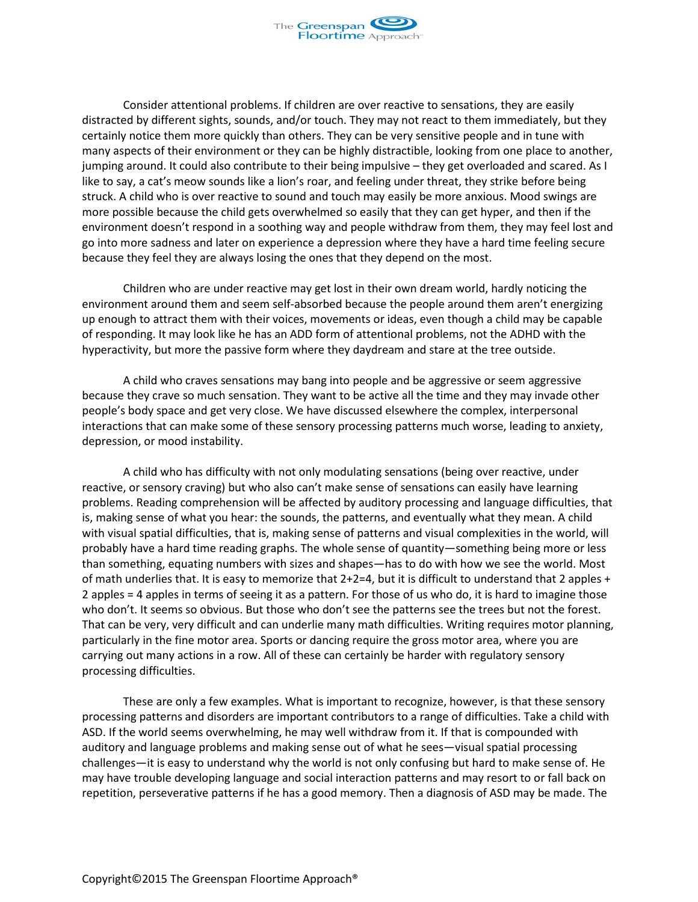Consider attentional problems. If children are over reactive to sensations, they are easily distracted by different sights, sounds, and/or touch. They may not react to them immediately, but they certainly notice them more quickly than others. They can be very sensitive people and in tune with many aspects of their environment or they can be highly distractible, looking from one place to another, jumping around. It could also contribute to their being impulsive – they get overloaded and scared. As I like to say, a cat's meow sounds like a lion's roar, and feeling under threat, they strike before being struck. A child who is over reactive to sound and touch may easily be more anxious. Mood swings are more possible because the child gets overwhelmed so easily that they can get hyper, and then if the environment doesn't respond in a soothing way and people withdraw from them, they may feel lost and go into more sadness and later on experience a depression where they have a hard time feeling secure because they feel they are always losing the ones that they depend on the most.

Children who are under reactive may get lost in their own dream world, hardly noticing the environment around them and seem self-absorbed because the people around them aren't energizing up enough to attract them with their voices, movements or ideas, even though a child may be capable of responding. It may look like he has an ADD form of attentional problems, not the ADHD with the hyperactivity, but more the passive form where they daydream and stare at the tree outside.

A child who craves sensations may bang into people and be aggressive or seem aggressive because they crave so much sensation. They want to be active all the time and they may invade other people's body space and get very close. We have discussed elsewhere the complex, interpersonal interactions that can make some of these sensory processing patterns much worse, leading to anxiety, depression, or mood instability.

A child who has difficulty with not only modulating sensations (being over reactive, under reactive, or sensory craving) but who also can't make sense of sensations can easily have learning problems. Reading comprehension will be affected by auditory processing and language difficulties, that is, making sense of what you hear: the sounds, the patterns, and eventually what they mean. A child with visual spatial difficulties, that is, making sense of patterns and visual complexities in the world, will probably have a hard time reading graphs. The whole sense of quantity—something being more or less than something, equating numbers with sizes and shapes—has to do with how we see the world. Most of math underlies that. It is easy to memorize that 2+2=4, but it is difficult to understand that 2 apples + 2 apples = 4 apples in terms of seeing it as a pattern. For those of us who do, it is hard to imagine those who don't. It seems so obvious. But those who don't see the patterns see the trees but not the forest. That can be very, very difficult and can underlie many math difficulties. Writing requires motor planning, particularly in the fine motor area. Sports or dancing require the gross motor area, where you are carrying out many actions in a row. All of these can certainly be harder with regulatory sensory processing difficulties.

These are only a few examples. What is important to recognize, however, is that these sensory processing patterns and disorders are important contributors to a range of difficulties. Take a child with ASD. If the world seems overwhelming, he may well withdraw from it. If that is compounded with auditory and language problems and making sense out of what he sees—visual spatial processing challenges—it is easy to understand why the world is not only confusing but hard to make sense of. He may have trouble developing language and social interaction patterns and may resort to or fall back on repetition, perseverative patterns if he has a good memory. Then a diagnosis of ASD may be made. The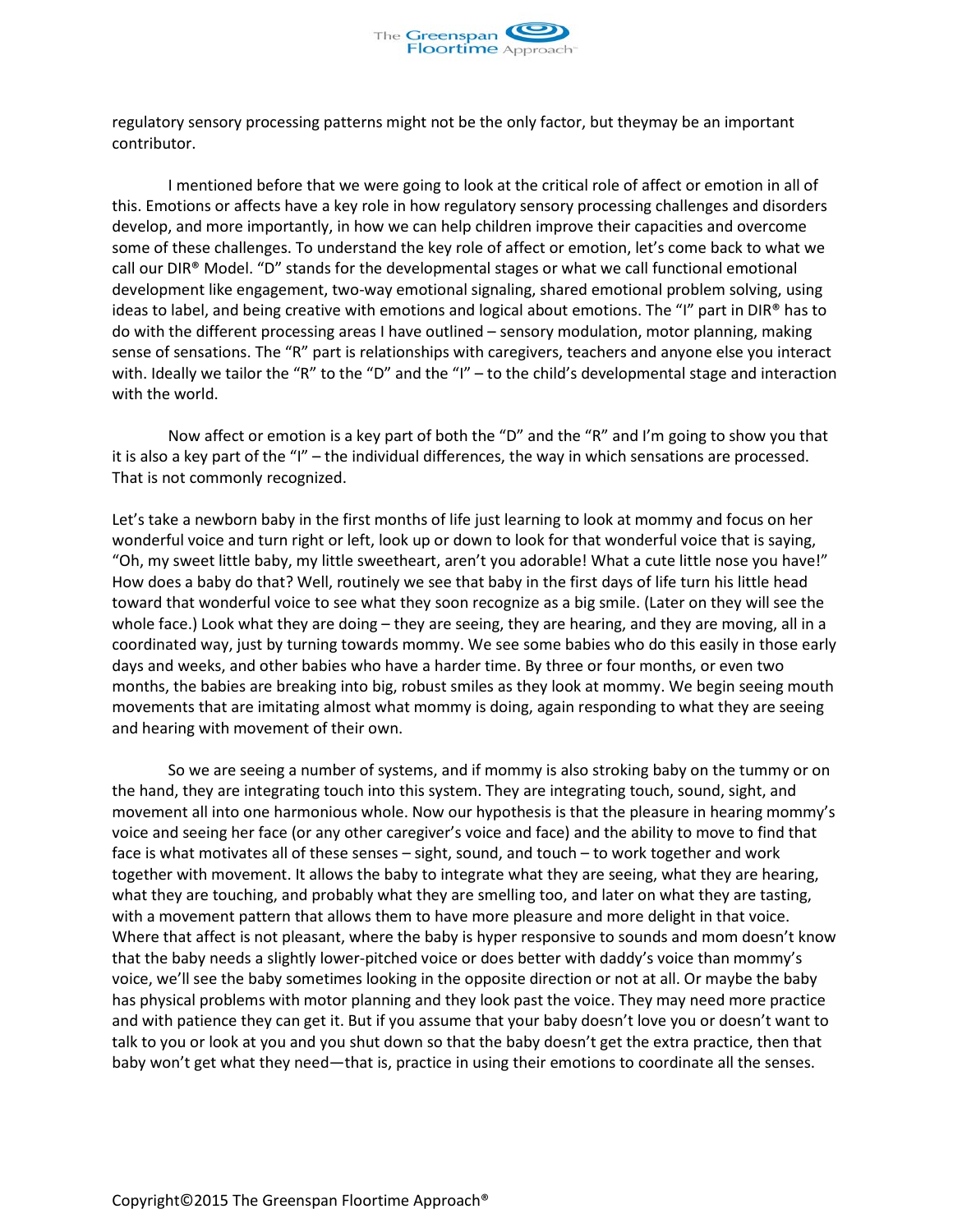regulatory sensory processing patterns might not be the only factor, but theymay be an important contributor.

I mentioned before that we were going to look at the critical role of affect or emotion in all of this. Emotions or affects have a key role in how regulatory sensory processing challenges and disorders develop, and more importantly, in how we can help children improve their capacities and overcome some of these challenges. To understand the key role of affect or emotion, let's come back to what we call our DIR® Model. "D" stands for the developmental stages or what we call functional emotional development like engagement, two-way emotional signaling, shared emotional problem solving, using ideas to label, and being creative with emotions and logical about emotions. The "I" part in DIR® has to do with the different processing areas I have outlined – sensory modulation, motor planning, making sense of sensations. The "R" part is relationships with caregivers, teachers and anyone else you interact with. Ideally we tailor the "R" to the "D" and the "I" – to the child's developmental stage and interaction with the world.

Now affect or emotion is a key part of both the "D" and the "R" and I'm going to show you that it is also a key part of the "I" – the individual differences, the way in which sensations are processed. That is not commonly recognized.

Let's take a newborn baby in the first months of life just learning to look at mommy and focus on her wonderful voice and turn right or left, look up or down to look for that wonderful voice that is saying, "Oh, my sweet little baby, my little sweetheart, aren't you adorable! What a cute little nose you have!" How does a baby do that? Well, routinely we see that baby in the first days of life turn his little head toward that wonderful voice to see what they soon recognize as a big smile. (Later on they will see the whole face.) Look what they are doing – they are seeing, they are hearing, and they are moving, all in a coordinated way, just by turning towards mommy. We see some babies who do this easily in those early days and weeks, and other babies who have a harder time. By three or four months, or even two months, the babies are breaking into big, robust smiles as they look at mommy. We begin seeing mouth movements that are imitating almost what mommy is doing, again responding to what they are seeing and hearing with movement of their own.

So we are seeing a number of systems, and if mommy is also stroking baby on the tummy or on the hand, they are integrating touch into this system. They are integrating touch, sound, sight, and movement all into one harmonious whole. Now our hypothesis is that the pleasure in hearing mommy's voice and seeing her face (or any other caregiver's voice and face) and the ability to move to find that face is what motivates all of these senses – sight, sound, and touch – to work together and work together with movement. It allows the baby to integrate what they are seeing, what they are hearing, what they are touching, and probably what they are smelling too, and later on what they are tasting, with a movement pattern that allows them to have more pleasure and more delight in that voice. Where that affect is not pleasant, where the baby is hyper responsive to sounds and mom doesn't know that the baby needs a slightly lower-pitched voice or does better with daddy's voice than mommy's voice, we'll see the baby sometimes looking in the opposite direction or not at all. Or maybe the baby has physical problems with motor planning and they look past the voice. They may need more practice and with patience they can get it. But if you assume that your baby doesn't love you or doesn't want to talk to you or look at you and you shut down so that the baby doesn't get the extra practice, then that baby won't get what they need—that is, practice in using their emotions to coordinate all the senses.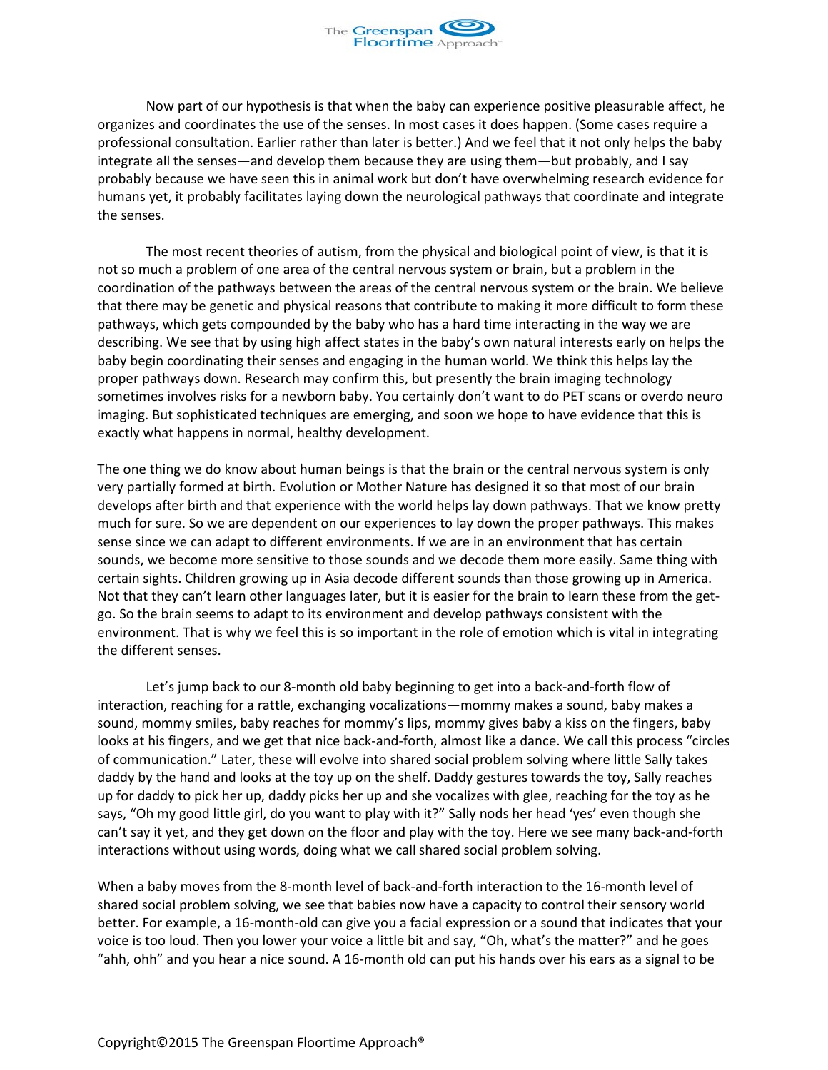Now part of our hypothesis is that when the baby can experience positive pleasurable affect, he organizes and coordinates the use of the senses. In most cases it does happen. (Some cases require a professional consultation. Earlier rather than later is better.) And we feel that it not only helps the baby integrate all the senses—and develop them because they are using them—but probably, and I say probably because we have seen this in animal work but don't have overwhelming research evidence for humans yet, it probably facilitates laying down the neurological pathways that coordinate and integrate the senses.

The most recent theories of autism, from the physical and biological point of view, is that it is not so much a problem of one area of the central nervous system or brain, but a problem in the coordination of the pathways between the areas of the central nervous system or the brain. We believe that there may be genetic and physical reasons that contribute to making it more difficult to form these pathways, which gets compounded by the baby who has a hard time interacting in the way we are describing. We see that by using high affect states in the baby's own natural interests early on helps the baby begin coordinating their senses and engaging in the human world. We think this helps lay the proper pathways down. Research may confirm this, but presently the brain imaging technology sometimes involves risks for a newborn baby. You certainly don't want to do PET scans or overdo neuro imaging. But sophisticated techniques are emerging, and soon we hope to have evidence that this is exactly what happens in normal, healthy development.

The one thing we do know about human beings is that the brain or the central nervous system is only very partially formed at birth. Evolution or Mother Nature has designed it so that most of our brain develops after birth and that experience with the world helps lay down pathways. That we know pretty much for sure. So we are dependent on our experiences to lay down the proper pathways. This makes sense since we can adapt to different environments. If we are in an environment that has certain sounds, we become more sensitive to those sounds and we decode them more easily. Same thing with certain sights. Children growing up in Asia decode different sounds than those growing up in America. Not that they can't learn other languages later, but it is easier for the brain to learn these from the get-go. So the brain seems to adapt to its environment and develop pathways consistent with the environment. That is why we feel this is so important in the role of emotion which is vital in integrating the different senses.

Let's jump back to our 8-month old baby beginning to get into a back-and-forth flow of interaction, reaching for a rattle, exchanging vocalizations—mommy makes a sound, baby makes a sound, mommy smiles, baby reaches for mommy's lips, mommy gives baby a kiss on the fingers, baby looks at his fingers, and we get that nice back-and-forth, almost like a dance. We call this process "circles of communication." Later, these will evolve into shared social problem solving where little Sally takes daddy by the hand and looks at the toy up on the shelf. Daddy gestures towards the toy, Sally reaches up for daddy to pick her up, daddy picks her up and she vocalizes with glee, reaching for the toy as he says, "Oh my good little girl, do you want to play with it?" Sally nods her head 'yes' even though she can't say it yet, and they get down on the floor and play with the toy. Here we see many back-and-forth interactions without using words, doing what we call shared social problem solving.

When a baby moves from the 8-month level of back-and-forth interaction to the 16-month level of shared social problem solving, we see that babies now have a capacity to control their sensory world better. For example, a 16-month-old can give you a facial expression or a sound that indicates that your voice is too loud. Then you lower your voice a little bit and say, "Oh, what's the matter?" and he goes "ahh, ohh" and you hear a nice sound. A 16-month old can put his hands over his ears as a signal to be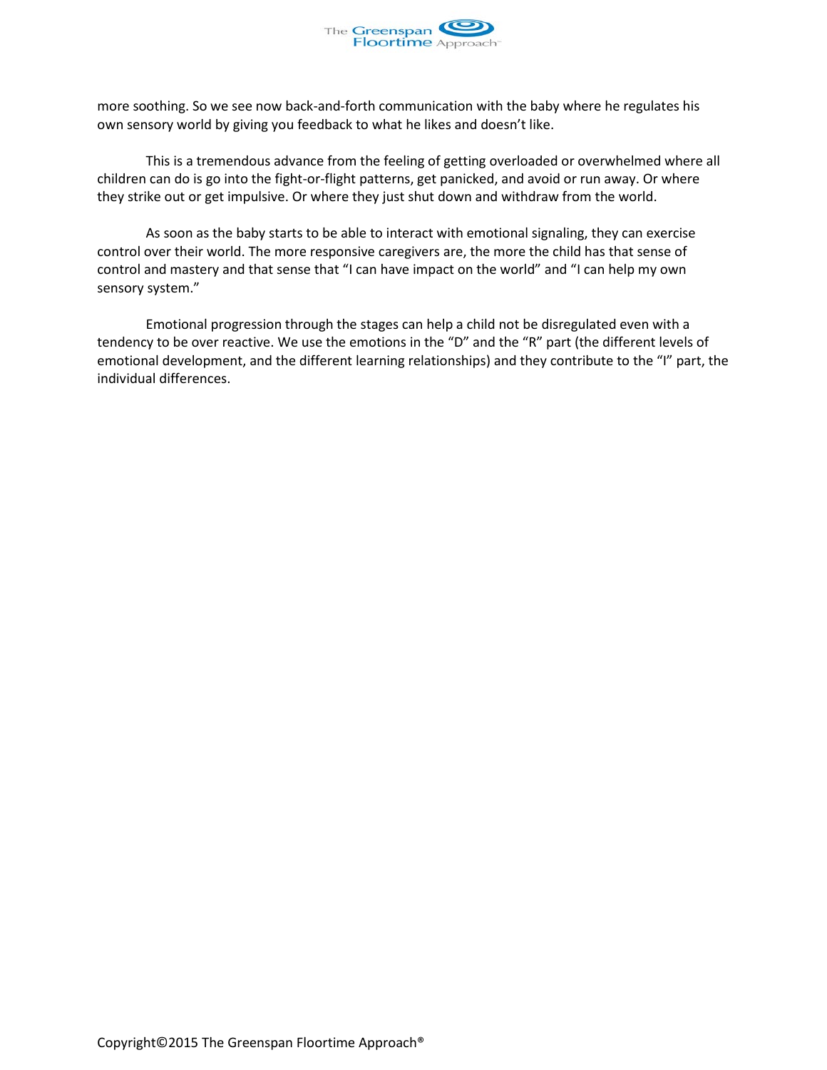more soothing. So we see now back-and-forth communication with the baby where he regulates his own sensory world by giving you feedback to what he likes and doesn't like.

This is a tremendous advance from the feeling of getting overloaded or overwhelmed where all children can do is go into the fight-or-flight patterns, get panicked, and avoid or run away. Or where they strike out or get impulsive. Or where they just shut down and withdraw from the world.

As soon as the baby starts to be able to interact with emotional signaling, they can exercise control over their world. The more responsive caregivers are, the more the child has that sense of control and mastery and that sense that "I can have impact on the world" and "I can help my own sensory system."

Emotional progression through the stages can help a child not be disregulated even with a tendency to be over reactive. We use the emotions in the "D" and the "R" part (the different levels of emotional development, and the different learning relationships) and they contribute to the "I" part, the individual differences.